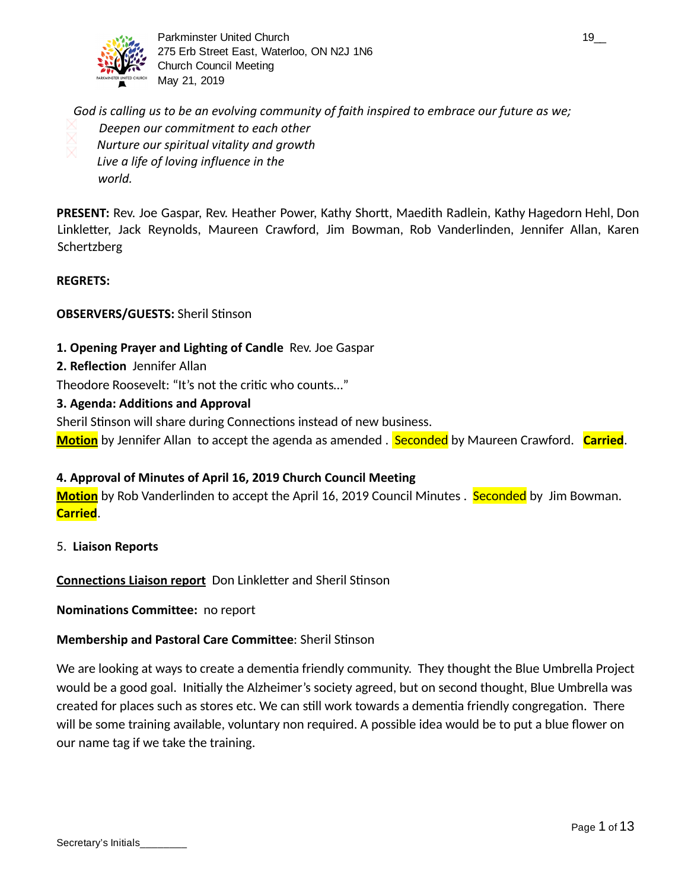Parkminster United Church
275 Erb Street East, Waterloo, ON N2J 1N6
Church Council Meeting
May 21, 2019

*God is calling us to be an evolving community of faith inspired to embrace our future as we;*

- *Deepen our commitment to each other*
- *Nurture our spiritual vitality and growth*
- *Live a life of loving influence in the world.*

**PRESENT:** Rev. Joe Gaspar, Rev. Heather Power, Kathy Shortt, Maedith Radlein, Kathy Hagedorn Hehl, Don Linkletter, Jack Reynolds, Maureen Crawford, Jim Bowman, Rob Vanderlinden, Jennifer Allan, Karen Schertzberg

**REGRETS:**

**OBSERVERS/GUESTS:** Sheril Stinson

**1. Opening Prayer and Lighting of Candle** Rev. Joe Gaspar

**2. Reflection** Jennifer Allan

Theodore Roosevelt: "It's not the critic who counts…"

**3. Agenda: Additions and Approval**

Sheril Stinson will share during Connections instead of new business.

**Motion** by Jennifer Allan to accept the agenda as amended . Seconded by Maureen Crawford. **Carried**.

**4. Approval of Minutes of April 16, 2019 Church Council Meeting**

**Motion** by Rob Vanderlinden to accept the April 16, 2019 Council Minutes . Seconded by Jim Bowman. **Carried**.

5. **Liaison Reports**

**Connections Liaison report** Don Linkletter and Sheril Stinson

**Nominations Committee:** no report

**Membership and Pastoral Care Committee**: Sheril Stinson

We are looking at ways to create a dementia friendly community. They thought the Blue Umbrella Project would be a good goal. Initially the Alzheimer's society agreed, but on second thought, Blue Umbrella was created for places such as stores etc. We can still work towards a dementia friendly congregation. There will be some training available, voluntary non required. A possible idea would be to put a blue flower on our name tag if we take the training.

Secretary's Initials________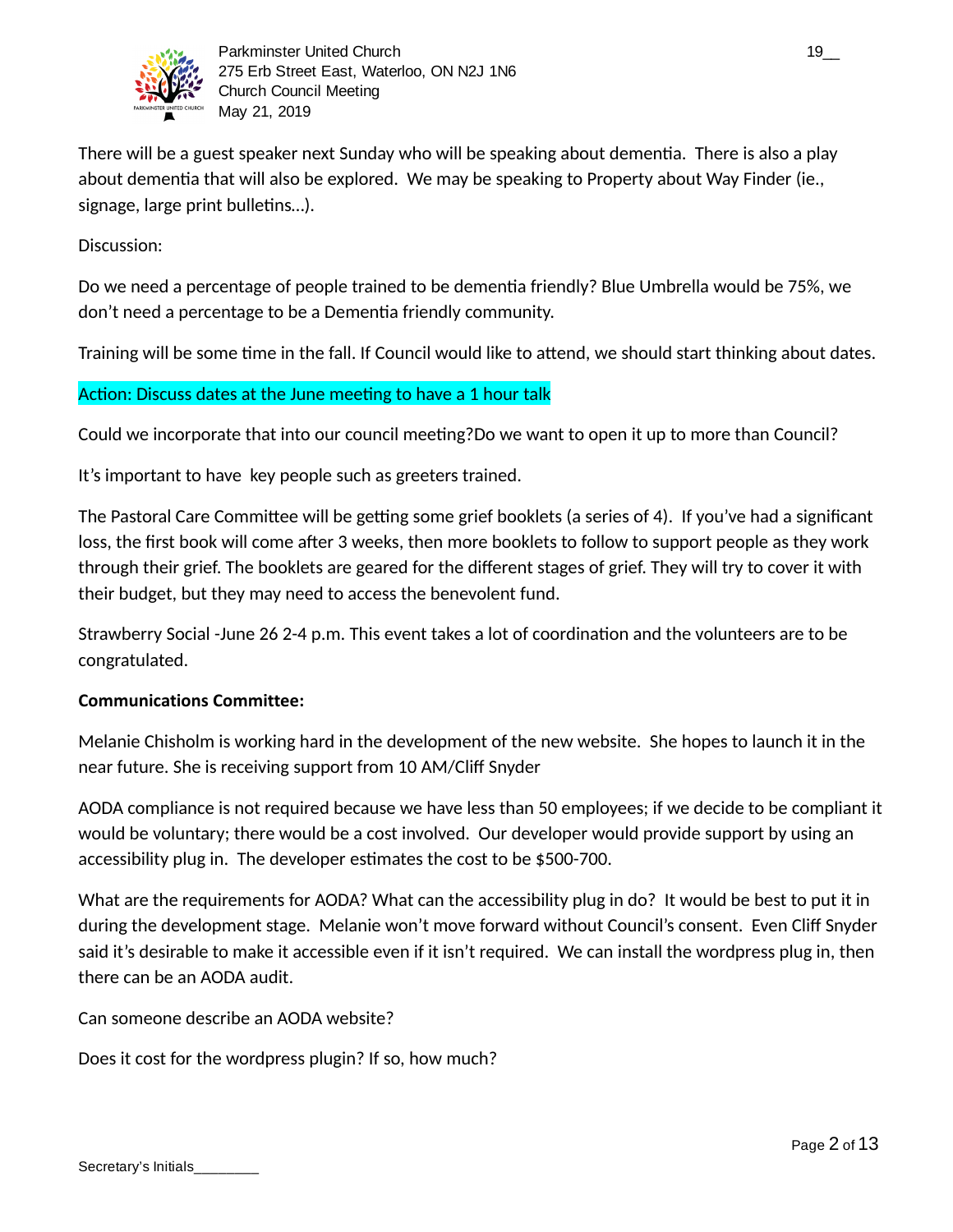There will be a guest speaker next Sunday who will be speaking about dementia. There is also a play about dementia that will also be explored. We may be speaking to Property about Way Finder (ie., signage, large print bulletins…).

Discussion:

Do we need a percentage of people trained to be dementia friendly? Blue Umbrella would be 75%, we don't need a percentage to be a Dementia friendly community.

Training will be some time in the fall. If Council would like to attend, we should start thinking about dates.

Action: Discuss dates at the June meeting to have a 1 hour talk

Could we incorporate that into our council meeting?Do we want to open it up to more than Council?

It's important to have key people such as greeters trained.

The Pastoral Care Committee will be getting some grief booklets (a series of 4). If you've had a significant loss, the first book will come after 3 weeks, then more booklets to follow to support people as they work through their grief. The booklets are geared for the different stages of grief. They will try to cover it with their budget, but they may need to access the benevolent fund.

Strawberry Social -June 26 2-4 p.m. This event takes a lot of coordination and the volunteers are to be congratulated.

**Communications Committee:**

Melanie Chisholm is working hard in the development of the new website. She hopes to launch it in the near future. She is receiving support from 10 AM/Cliff Snyder

AODA compliance is not required because we have less than 50 employees; if we decide to be compliant it would be voluntary; there would be a cost involved. Our developer would provide support by using an accessibility plug in. The developer estimates the cost to be $500-700.

What are the requirements for AODA? What can the accessibility plug in do? It would be best to put it in during the development stage. Melanie won't move forward without Council's consent. Even Cliff Snyder said it's desirable to make it accessible even if it isn't required. We can install the wordpress plug in, then there can be an AODA audit.

Can someone describe an AODA website?

Does it cost for the wordpress plugin? If so, how much?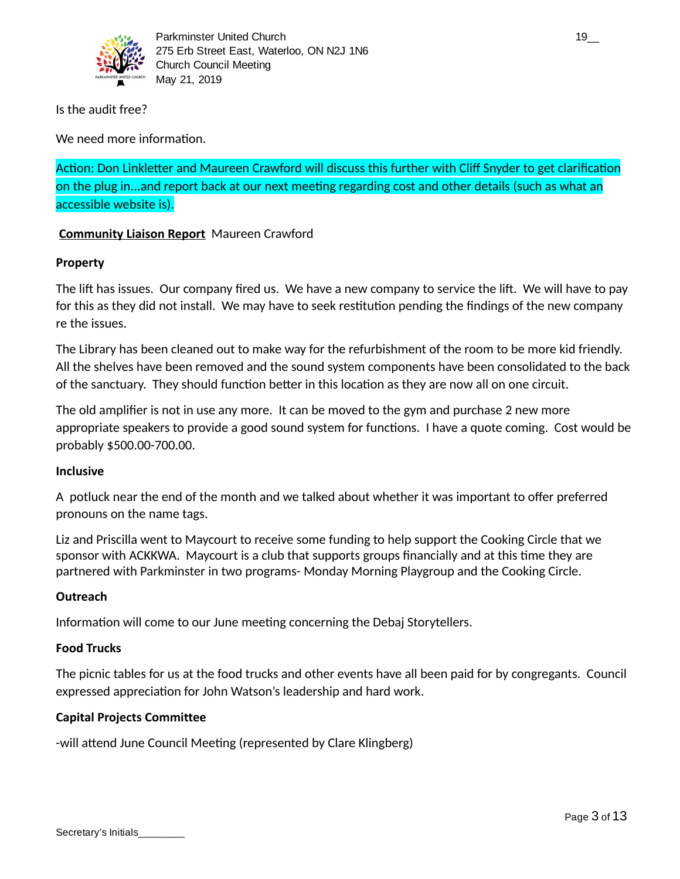Is the audit free?

We need more information.

Action: Don Linkletter and Maureen Crawford will discuss this further with Cliff Snyder to get clarification on the plug in...and report back at our next meeting regarding cost and other details (such as what an accessible website is).

**Community Liaison Report** Maureen Crawford

**Property**

The lift has issues. Our company fired us. We have a new company to service the lift. We will have to pay for this as they did not install. We may have to seek restitution pending the findings of the new company re the issues.

The Library has been cleaned out to make way for the refurbishment of the room to be more kid friendly. All the shelves have been removed and the sound system components have been consolidated to the back of the sanctuary. They should function better in this location as they are now all on one circuit.

The old amplifier is not in use any more. It can be moved to the gym and purchase 2 new more appropriate speakers to provide a good sound system for functions. I have a quote coming. Cost would be probably $500.00-700.00.

**Inclusive**

A potluck near the end of the month and we talked about whether it was important to offer preferred pronouns on the name tags.

Liz and Priscilla went to Maycourt to receive some funding to help support the Cooking Circle that we sponsor with ACKKWA. Maycourt is a club that supports groups financially and at this time they are partnered with Parkminster in two programs- Monday Morning Playgroup and the Cooking Circle.

**Outreach**

Information will come to our June meeting concerning the Debaj Storytellers.

**Food Trucks**

The picnic tables for us at the food trucks and other events have all been paid for by congregants. Council expressed appreciation for John Watson's leadership and hard work.

**Capital Projects Committee**

-will attend June Council Meeting (represented by Clare Klingberg)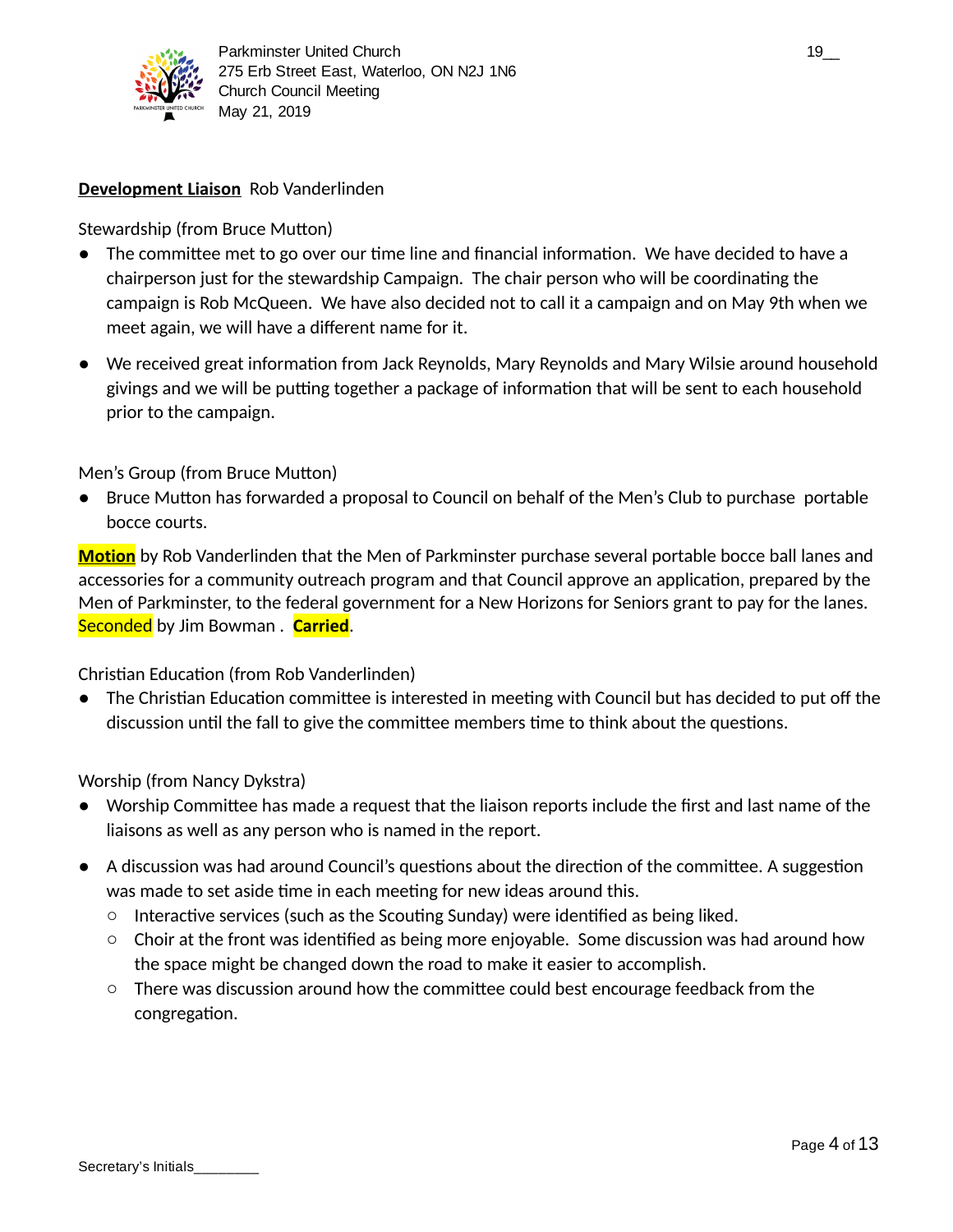**Development Liaison** Rob Vanderlinden

Stewardship (from Bruce Mutton)

- The committee met to go over our time line and financial information. We have decided to have a chairperson just for the stewardship Campaign. The chair person who will be coordinating the campaign is Rob McQueen. We have also decided not to call it a campaign and on May 9th when we meet again, we will have a different name for it.
- We received great information from Jack Reynolds, Mary Reynolds and Mary Wilsie around household givings and we will be putting together a package of information that will be sent to each household prior to the campaign.

Men's Group (from Bruce Mutton)

- Bruce Mutton has forwarded a proposal to Council on behalf of the Men's Club to purchase portable bocce courts.

**Motion** by Rob Vanderlinden that the Men of Parkminster purchase several portable bocce ball lanes and accessories for a community outreach program and that Council approve an application, prepared by the Men of Parkminster, to the federal government for a New Horizons for Seniors grant to pay for the lanes. Seconded by Jim Bowman . **Carried**.

Christian Education (from Rob Vanderlinden)

- The Christian Education committee is interested in meeting with Council but has decided to put off the discussion until the fall to give the committee members time to think about the questions.

Worship (from Nancy Dykstra)

- Worship Committee has made a request that the liaison reports include the first and last name of the liaisons as well as any person who is named in the report.
- A discussion was had around Council's questions about the direction of the committee. A suggestion was made to set aside time in each meeting for new ideas around this.
  - Interactive services (such as the Scouting Sunday) were identified as being liked.
  - Choir at the front was identified as being more enjoyable. Some discussion was had around how the space might be changed down the road to make it easier to accomplish.
  - There was discussion around how the committee could best encourage feedback from the congregation.

Secretary's Initials________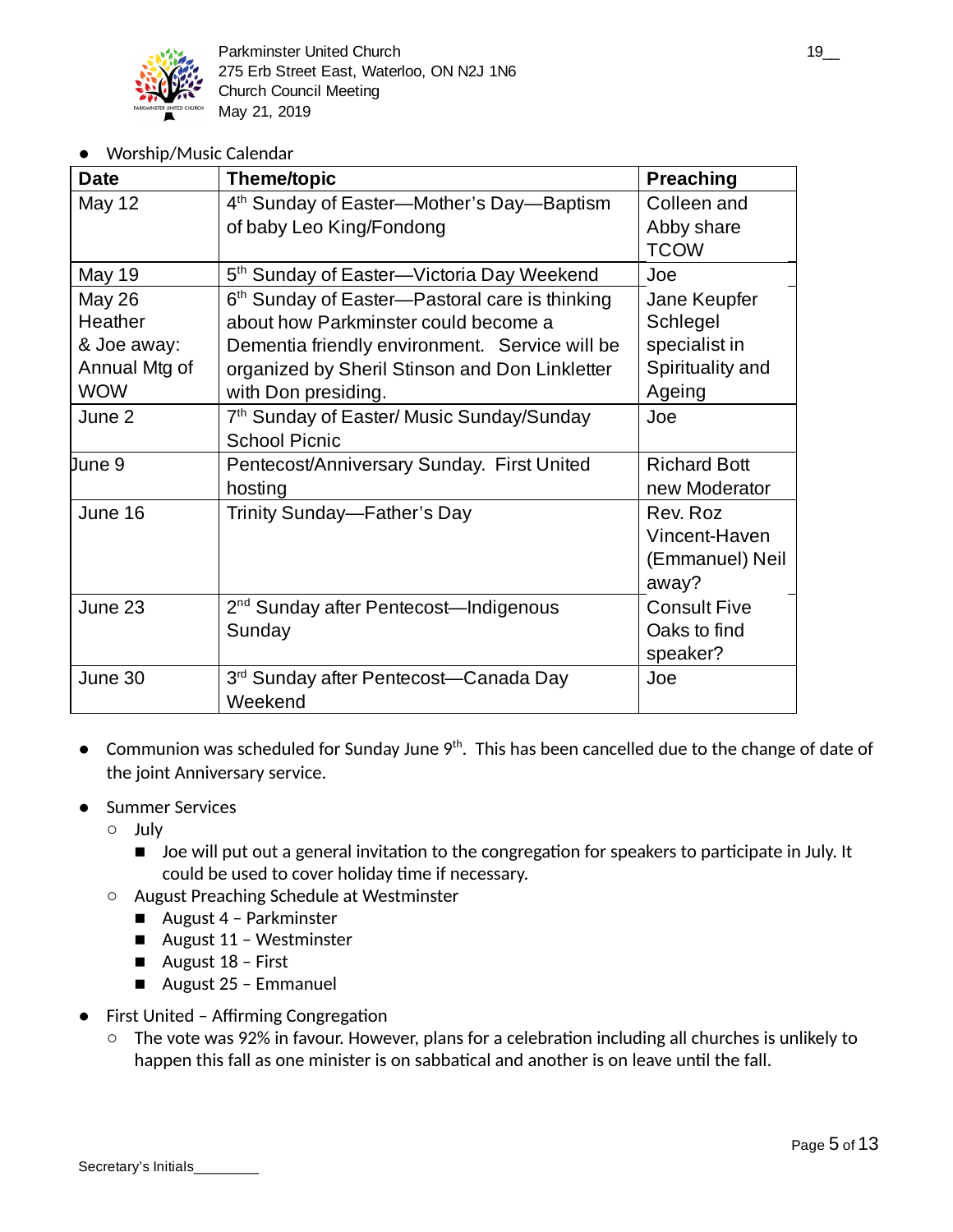- Worship/Music Calendar

| Date | Theme/topic | Preaching |
|---|---|---|
| May 12 | 4th Sunday of Easter—Mother's Day—Baptism of baby Leo King/Fondong | Colleen and Abby share TCOW |
| May 19 | 5th Sunday of Easter—Victoria Day Weekend | Joe |
| May 26 Heather & Joe away: Annual Mtg of WOW | 6th Sunday of Easter—Pastoral care is thinking about how Parkminster could become a Dementia friendly environment. Service will be organized by Sheril Stinson and Don Linkletter with Don presiding. | Jane Keupfer Schlegel specialist in Spirituality and Ageing |
| June 2 | 7th Sunday of Easter/ Music Sunday/Sunday School Picnic | Joe |
| June 9 | Pentecost/Anniversary Sunday. First United hosting | Richard Bott new Moderator |
| June 16 | Trinity Sunday—Father's Day | Rev. Roz Vincent-Haven (Emmanuel) Neil away? |
| June 23 | 2nd Sunday after Pentecost—Indigenous Sunday | Consult Five Oaks to find speaker? |
| June 30 | 3rd Sunday after Pentecost—Canada Day Weekend | Joe |

- Communion was scheduled for Sunday June 9th. This has been cancelled due to the change of date of the joint Anniversary service.
- Summer Services
  - July
    - Joe will put out a general invitation to the congregation for speakers to participate in July. It could be used to cover holiday time if necessary.
  - August Preaching Schedule at Westminster
    - August 4 – Parkminster
    - August 11 – Westminster
    - August 18 – First
    - August 25 – Emmanuel
- First United – Affirming Congregation
  - The vote was 92% in favour. However, plans for a celebration including all churches is unlikely to happen this fall as one minister is on sabbatical and another is on leave until the fall.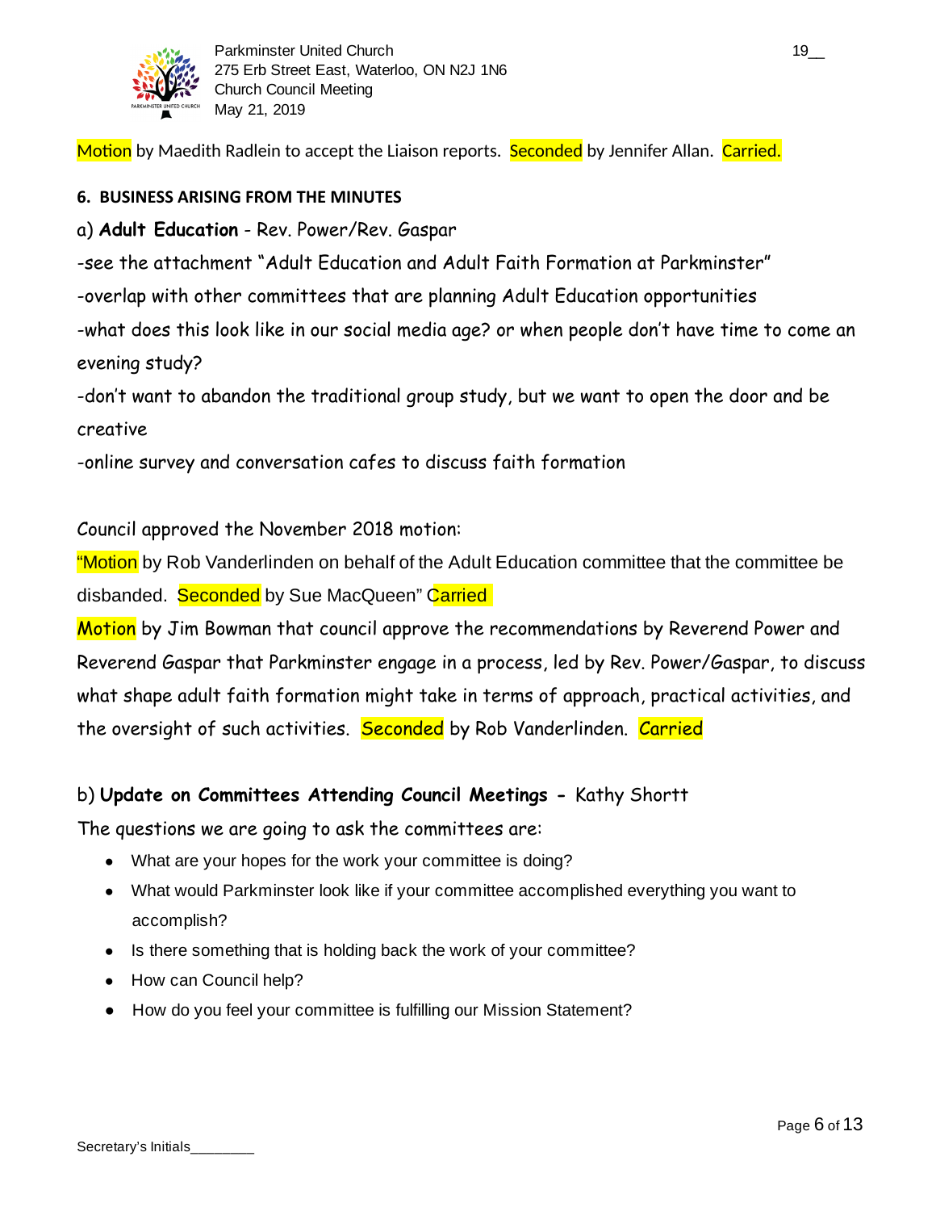Motion by Maedith Radlein to accept the Liaison reports. Seconded by Jennifer Allan. Carried.

**6. BUSINESS ARISING FROM THE MINUTES**

a) **Adult Education** - Rev. Power/Rev. Gaspar

-see the attachment "Adult Education and Adult Faith Formation at Parkminster"

-overlap with other committees that are planning Adult Education opportunities

-what does this look like in our social media age? or when people don't have time to come an evening study?

-don't want to abandon the traditional group study, but we want to open the door and be creative

-online survey and conversation cafes to discuss faith formation

Council approved the November 2018 motion:

"Motion by Rob Vanderlinden on behalf of the Adult Education committee that the committee be disbanded. Seconded by Sue MacQueen" Carried

Motion by Jim Bowman that council approve the recommendations by Reverend Power and Reverend Gaspar that Parkminster engage in a process, led by Rev. Power/Gaspar, to discuss what shape adult faith formation might take in terms of approach, practical activities, and the oversight of such activities. Seconded by Rob Vanderlinden. Carried

b) **Update on Committees Attending Council Meetings -** Kathy Shortt

The questions we are going to ask the committees are:

- What are your hopes for the work your committee is doing?
- What would Parkminster look like if your committee accomplished everything you want to accomplish?
- Is there something that is holding back the work of your committee?
- How can Council help?
- How do you feel your committee is fulfilling our Mission Statement?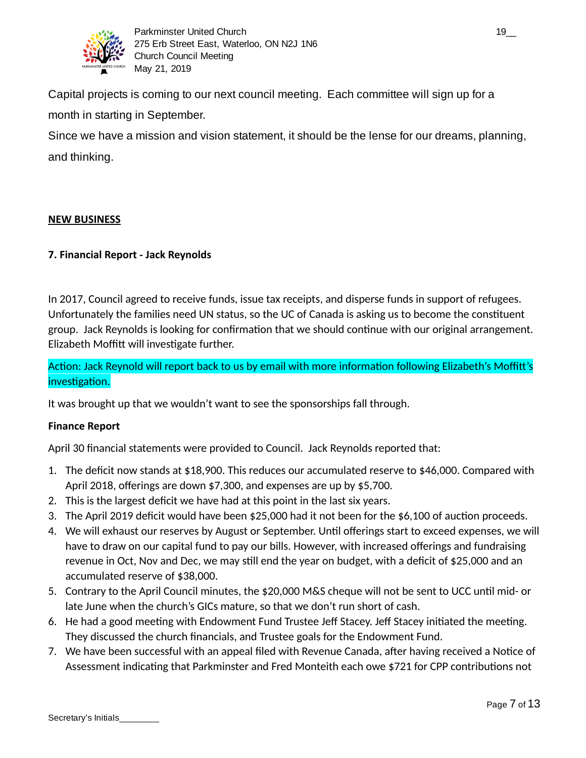Capital projects is coming to our next council meeting. Each committee will sign up for a month in starting in September.

Since we have a mission and vision statement, it should be the lense for our dreams, planning, and thinking.

**NEW BUSINESS**

**7. Financial Report - Jack Reynolds**

In 2017, Council agreed to receive funds, issue tax receipts, and disperse funds in support of refugees. Unfortunately the families need UN status, so the UC of Canada is asking us to become the constituent group. Jack Reynolds is looking for confirmation that we should continue with our original arrangement. Elizabeth Moffitt will investigate further.

Action: Jack Reynold will report back to us by email with more information following Elizabeth's Moffitt's investigation.

It was brought up that we wouldn't want to see the sponsorships fall through.

**Finance Report**

April 30 financial statements were provided to Council. Jack Reynolds reported that:

1. The deficit now stands at $18,900. This reduces our accumulated reserve to $46,000. Compared with April 2018, offerings are down $7,300, and expenses are up by $5,700.
2. This is the largest deficit we have had at this point in the last six years.
3. The April 2019 deficit would have been $25,000 had it not been for the $6,100 of auction proceeds.
4. We will exhaust our reserves by August or September. Until offerings start to exceed expenses, we will have to draw on our capital fund to pay our bills. However, with increased offerings and fundraising revenue in Oct, Nov and Dec, we may still end the year on budget, with a deficit of $25,000 and an accumulated reserve of $38,000.
5. Contrary to the April Council minutes, the $20,000 M&S cheque will not be sent to UCC until mid- or late June when the church's GICs mature, so that we don't run short of cash.
6. He had a good meeting with Endowment Fund Trustee Jeff Stacey. Jeff Stacey initiated the meeting. They discussed the church financials, and Trustee goals for the Endowment Fund.
7. We have been successful with an appeal filed with Revenue Canada, after having received a Notice of Assessment indicating that Parkminster and Fred Monteith each owe $721 for CPP contributions not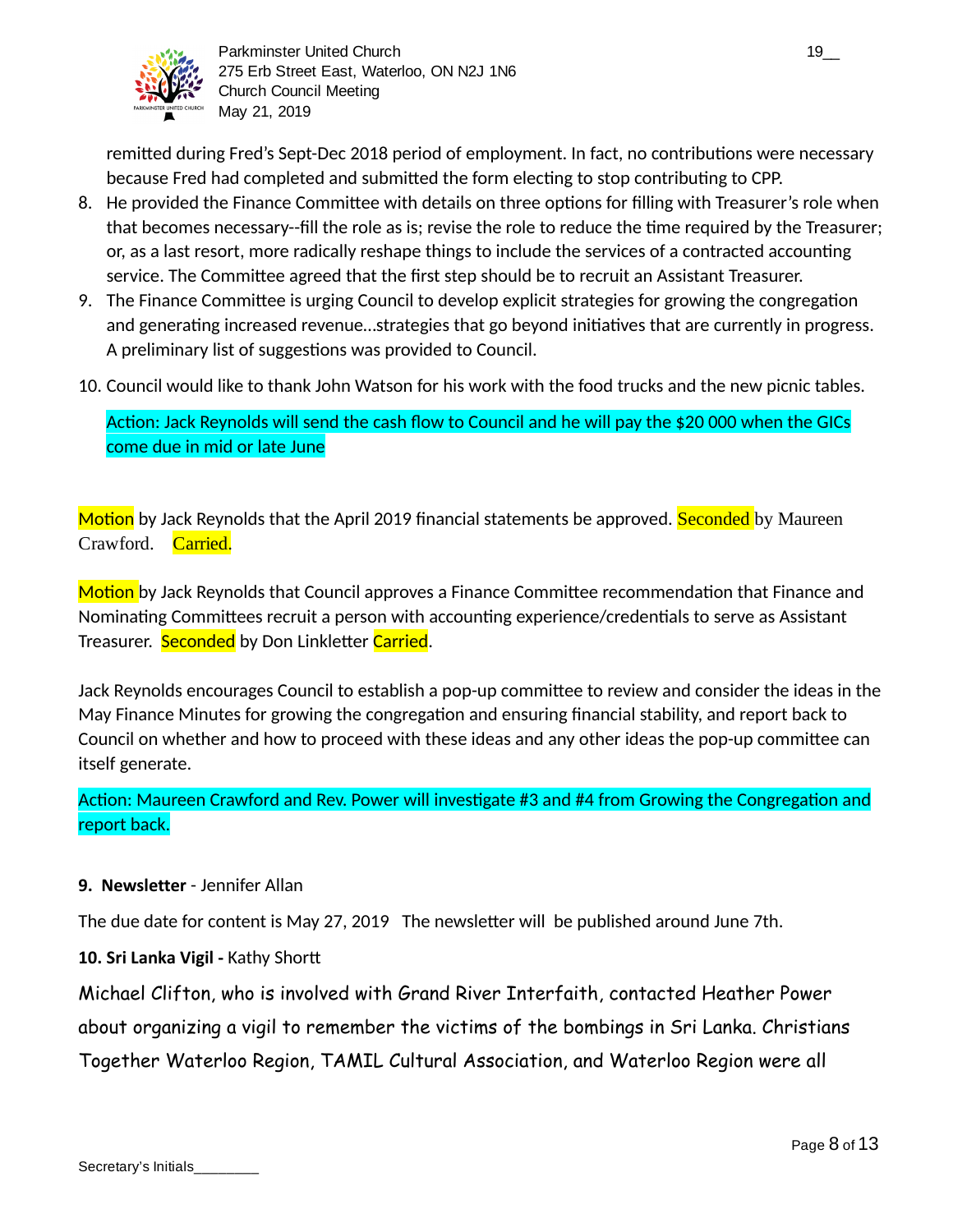remitted during Fred's Sept-Dec 2018 period of employment. In fact, no contributions were necessary because Fred had completed and submitted the form electing to stop contributing to CPP.

8. He provided the Finance Committee with details on three options for filling with Treasurer's role when that becomes necessary--fill the role as is; revise the role to reduce the time required by the Treasurer; or, as a last resort, more radically reshape things to include the services of a contracted accounting service. The Committee agreed that the first step should be to recruit an Assistant Treasurer.
9. The Finance Committee is urging Council to develop explicit strategies for growing the congregation and generating increased revenue…strategies that go beyond initiatives that are currently in progress. A preliminary list of suggestions was provided to Council.
10. Council would like to thank John Watson for his work with the food trucks and the new picnic tables.

Action: Jack Reynolds will send the cash flow to Council and he will pay the $20 000 when the GICs come due in mid or late June

Motion by Jack Reynolds that the April 2019 financial statements be approved. Seconded by Maureen Crawford. Carried.

Motion by Jack Reynolds that Council approves a Finance Committee recommendation that Finance and Nominating Committees recruit a person with accounting experience/credentials to serve as Assistant Treasurer. Seconded by Don Linkletter Carried.

Jack Reynolds encourages Council to establish a pop-up committee to review and consider the ideas in the May Finance Minutes for growing the congregation and ensuring financial stability, and report back to Council on whether and how to proceed with these ideas and any other ideas the pop-up committee can itself generate.

Action: Maureen Crawford and Rev. Power will investigate #3 and #4 from Growing the Congregation and report back.

**9. Newsletter** - Jennifer Allan

The due date for content is May 27, 2019 The newsletter will be published around June 7th.

**10. Sri Lanka Vigil -** Kathy Shortt

Michael Clifton, who is involved with Grand River Interfaith, contacted Heather Power about organizing a vigil to remember the victims of the bombings in Sri Lanka. Christians Together Waterloo Region, TAMIL Cultural Association, and Waterloo Region were all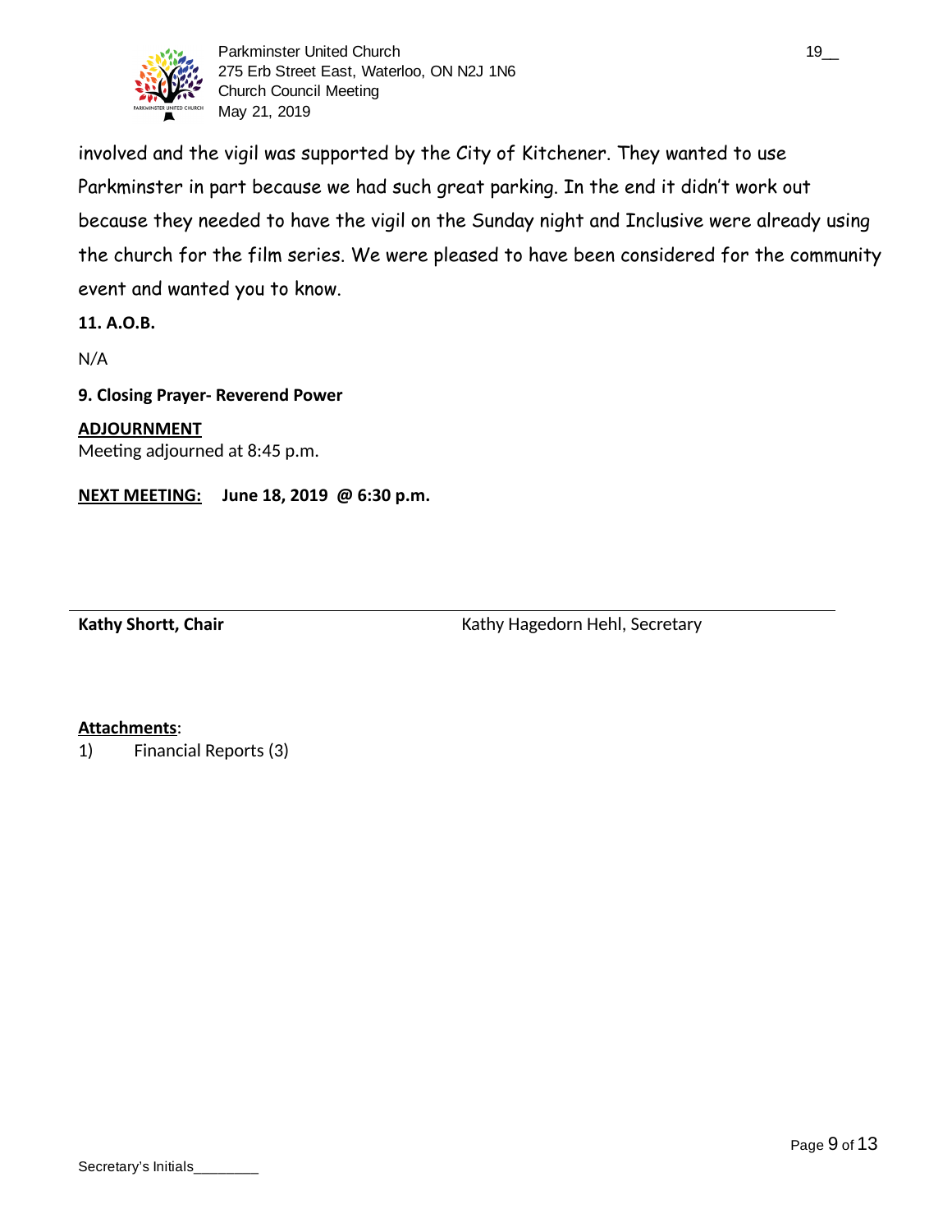involved and the vigil was supported by the City of Kitchener. They wanted to use Parkminster in part because we had such great parking. In the end it didn't work out because they needed to have the vigil on the Sunday night and Inclusive were already using the church for the film series. We were pleased to have been considered for the community event and wanted you to know.

**11. A.O.B.**

N/A

**9. Closing Prayer- Reverend Power**

**ADJOURNMENT**

Meeting adjourned at 8:45 p.m.

**NEXT MEETING: June 18, 2019 @ 6:30 p.m.**

**Kathy Shortt, Chair** Kathy Hagedorn Hehl, Secretary

**Attachments**:

1) Financial Reports (3)

Secretary's Initials________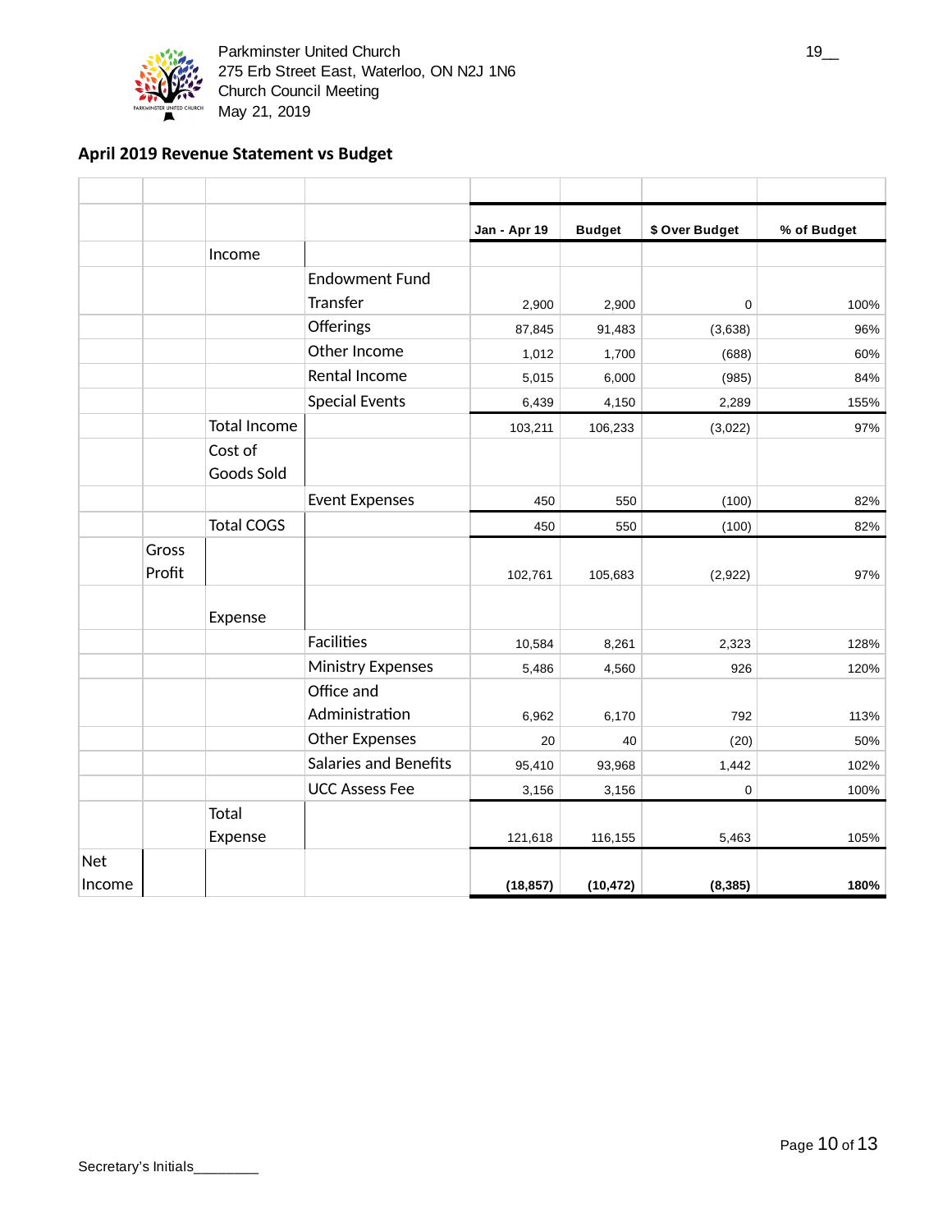Parkminster United Church
275 Erb Street East, Waterloo, ON N2J 1N6
Church Council Meeting
May 21, 2019

19__

## April 2019 Revenue Statement vs Budget

| | | | | Jan - Apr 19 | Budget | $ Over Budget | % of Budget |
|---|---|---|---|---|---|---|---|
| | | Income | | | | | |
| | | | Endowment Fund Transfer | 2,900 | 2,900 | 0 | 100% |
| | | | Offerings | 87,845 | 91,483 | (3,638) | 96% |
| | | | Other Income | 1,012 | 1,700 | (688) | 60% |
| | | | Rental Income | 5,015 | 6,000 | (985) | 84% |
| | | | Special Events | 6,439 | 4,150 | 2,289 | 155% |
| | | Total Income | | 103,211 | 106,233 | (3,022) | 97% |
| | | Cost of Goods Sold | | | | | |
| | | | Event Expenses | 450 | 550 | (100) | 82% |
| | | Total COGS | | 450 | 550 | (100) | 82% |
| | Gross Profit | | | 102,761 | 105,683 | (2,922) | 97% |
| | | Expense | | | | | |
| | | | Facilities | 10,584 | 8,261 | 2,323 | 128% |
| | | | Ministry Expenses | 5,486 | 4,560 | 926 | 120% |
| | | | Office and Administration | 6,962 | 6,170 | 792 | 113% |
| | | | Other Expenses | 20 | 40 | (20) | 50% |
| | | | Salaries and Benefits | 95,410 | 93,968 | 1,442 | 102% |
| | | | UCC Assess Fee | 3,156 | 3,156 | 0 | 100% |
| | | Total Expense | | 121,618 | 116,155 | 5,463 | 105% |
| Net Income | | | | **(18,857)** | **(10,472)** | **(8,385)** | **180%** |

Secretary's Initials________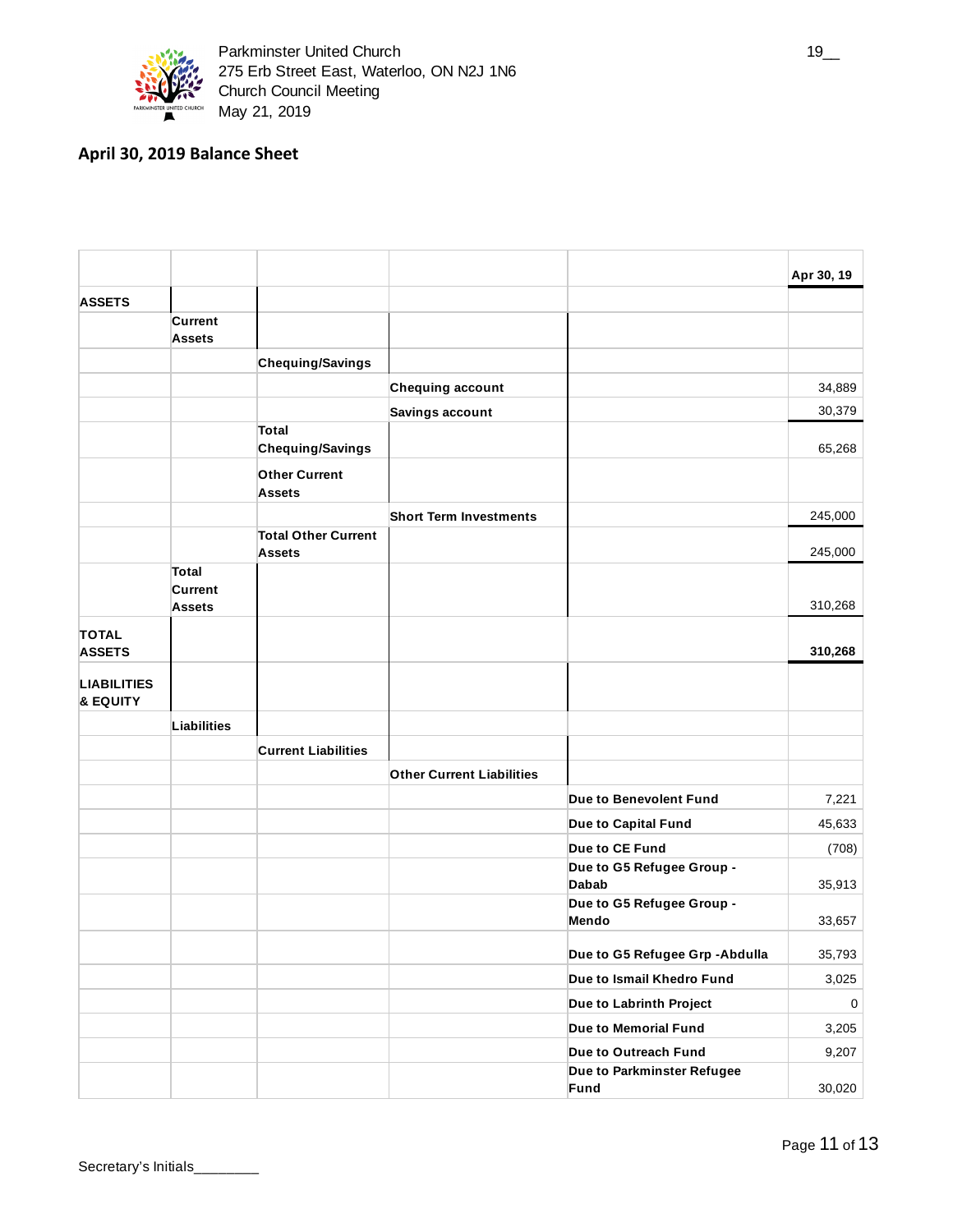Parkminster United Church
275 Erb Street East, Waterloo, ON N2J 1N6
Church Council Meeting
May 21, 2019

## April 30, 2019 Balance Sheet

| | | | | | Apr 30, 19 |
|---|---|---|---|---|---|
| **ASSETS** | | | | | |
| | **Current Assets** | | | | |
| | | **Chequing/Savings** | | | |
| | | | **Chequing account** | | 34,889 |
| | | | **Savings account** | | 30,379 |
| | | **Total Chequing/Savings** | | | 65,268 |
| | | **Other Current Assets** | | | |
| | | | **Short Term Investments** | | 245,000 |
| | | **Total Other Current Assets** | | | 245,000 |
| | **Total Current Assets** | | | | 310,268 |
| **TOTAL ASSETS** | | | | | **310,268** |
| **LIABILITIES & EQUITY** | | | | | |
| | **Liabilities** | | | | |
| | | **Current Liabilities** | | | |
| | | | **Other Current Liabilities** | | |
| | | | | **Due to Benevolent Fund** | 7,221 |
| | | | | **Due to Capital Fund** | 45,633 |
| | | | | **Due to CE Fund** | (708) |
| | | | | **Due to G5 Refugee Group - Dabab** | 35,913 |
| | | | | **Due to G5 Refugee Group - Mendo** | 33,657 |
| | | | | **Due to G5 Refugee Grp -Abdulla** | 35,793 |
| | | | | **Due to Ismail Khedro Fund** | 3,025 |
| | | | | **Due to Labrinth Project** | 0 |
| | | | | **Due to Memorial Fund** | 3,205 |
| | | | | **Due to Outreach Fund** | 9,207 |
| | | | | **Due to Parkminster Refugee Fund** | 30,020 |

Secretary's Initials________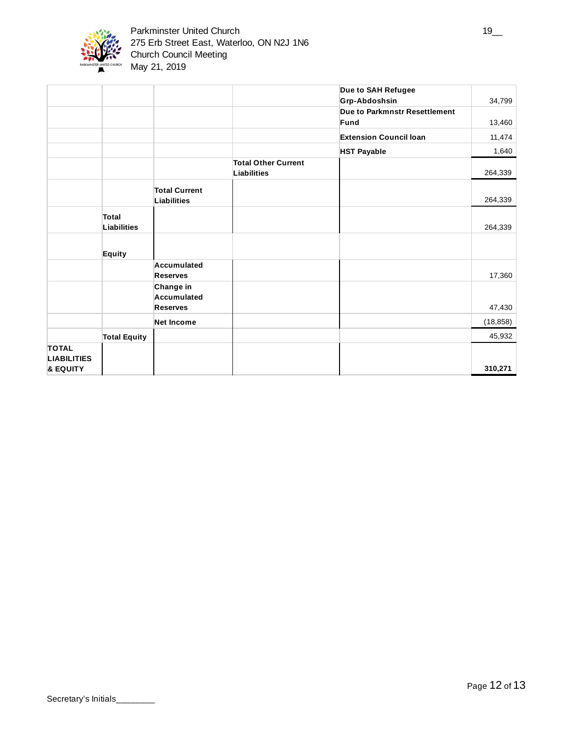| | | | | | |
|---|---|---|---|---|---|
| | | | | Due to SAH Refugee Grp-Abdoshsin | 34,799 |
| | | | | Due to Parkmnstr Resettlement Fund | 13,460 |
| | | | | Extension Council loan | 11,474 |
| | | | | HST Payable | 1,640 |
| | | | Total Other Current Liabilities | | 264,339 |
| | | Total Current Liabilities | | | 264,339 |
| | Total Liabilities | | | | 264,339 |
| | Equity | | | | |
| | | Accumulated Reserves | | | 17,360 |
| | | Change in Accumulated Reserves | | | 47,430 |
| | | Net Income | | | (18,858) |
| | Total Equity | | | | 45,932 |
| TOTAL LIABILITIES & EQUITY | | | | | 310,271 |

Secretary's Initials________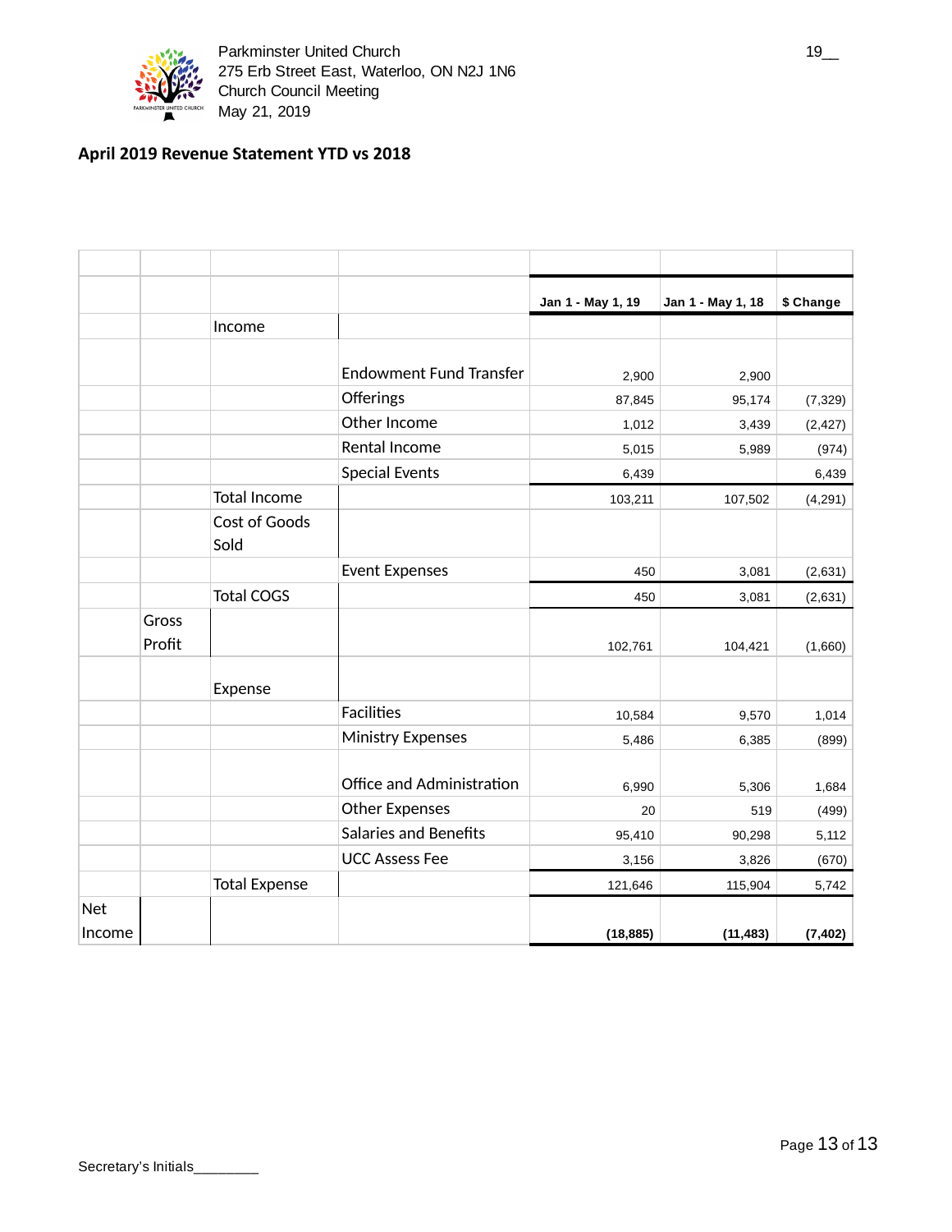Parkminster United Church
275 Erb Street East, Waterloo, ON N2J 1N6
Church Council Meeting
May 21, 2019

## April 2019 Revenue Statement YTD vs 2018

| | | | | Jan 1 - May 1, 19 | Jan 1 - May 1, 18 | $ Change |
|---|---|---|---|---|---|---|
| | | Income | | | | |
| | | | Endowment Fund Transfer | 2,900 | 2,900 | |
| | | | Offerings | 87,845 | 95,174 | (7,329) |
| | | | Other Income | 1,012 | 3,439 | (2,427) |
| | | | Rental Income | 5,015 | 5,989 | (974) |
| | | | Special Events | 6,439 | | 6,439 |
| | | Total Income | | 103,211 | 107,502 | (4,291) |
| | | Cost of Goods Sold | | | | |
| | | | Event Expenses | 450 | 3,081 | (2,631) |
| | | Total COGS | | 450 | 3,081 | (2,631) |
| | Gross Profit | | | 102,761 | 104,421 | (1,660) |
| | | Expense | | | | |
| | | | Facilities | 10,584 | 9,570 | 1,014 |
| | | | Ministry Expenses | 5,486 | 6,385 | (899) |
| | | | Office and Administration | 6,990 | 5,306 | 1,684 |
| | | | Other Expenses | 20 | 519 | (499) |
| | | | Salaries and Benefits | 95,410 | 90,298 | 5,112 |
| | | | UCC Assess Fee | 3,156 | 3,826 | (670) |
| | | Total Expense | | 121,646 | 115,904 | 5,742 |
| Net Income | | | | **(18,885)** | **(11,483)** | **(7,402)** |

Secretary's Initials________